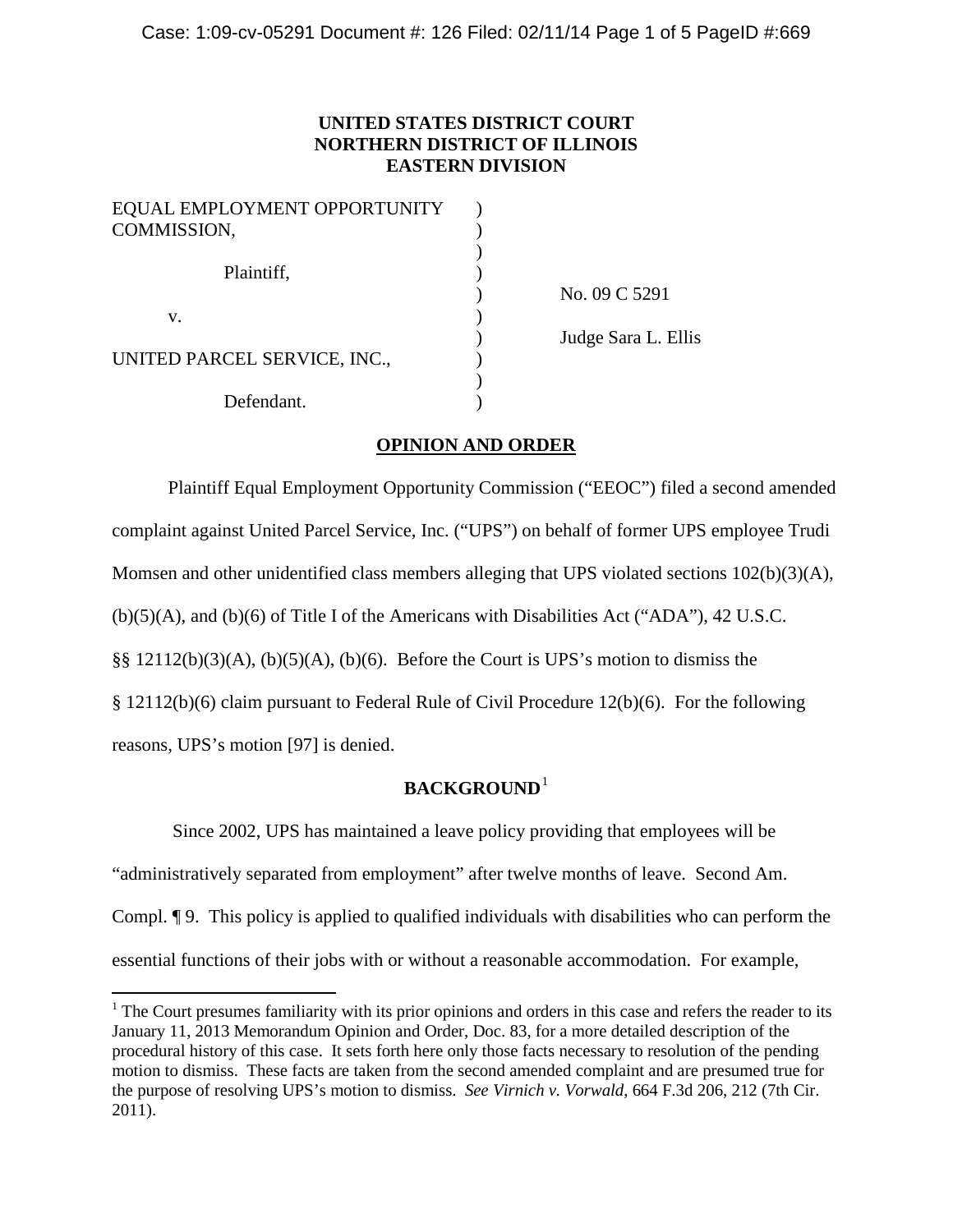**UNITED STATES DISTRICT COURT**
**NORTHERN DISTRICT OF ILLINOIS**
**EASTERN DIVISION**

| | | |
|---|---|---|
| EQUAL EMPLOYMENT OPPORTUNITY COMMISSION, | ) | |
| Plaintiff, | ) | No. 09 C 5291 |
| v. | ) | Judge Sara L. Ellis |
| UNITED PARCEL SERVICE, INC., | ) | |
| Defendant. | ) | |

**OPINION AND ORDER**

Plaintiff Equal Employment Opportunity Commission ("EEOC") filed a second amended complaint against United Parcel Service, Inc. ("UPS") on behalf of former UPS employee Trudi Momsen and other unidentified class members alleging that UPS violated sections 102(b)(3)(A), (b)(5)(A), and (b)(6) of Title I of the Americans with Disabilities Act ("ADA"), 42 U.S.C. §§ 12112(b)(3)(A), (b)(5)(A), (b)(6). Before the Court is UPS's motion to dismiss the § 12112(b)(6) claim pursuant to Federal Rule of Civil Procedure 12(b)(6). For the following reasons, UPS's motion [97] is denied.

**BACKGROUND**[1]

Since 2002, UPS has maintained a leave policy providing that employees will be "administratively separated from employment" after twelve months of leave. Second Am. Compl. ¶ 9. This policy is applied to qualified individuals with disabilities who can perform the essential functions of their jobs with or without a reasonable accommodation. For example,

[1] The Court presumes familiarity with its prior opinions and orders in this case and refers the reader to its January 11, 2013 Memorandum Opinion and Order, Doc. 83, for a more detailed description of the procedural history of this case. It sets forth here only those facts necessary to resolution of the pending motion to dismiss. These facts are taken from the second amended complaint and are presumed true for the purpose of resolving UPS's motion to dismiss. *See Virnich v. Vorwald*, 664 F.3d 206, 212 (7th Cir. 2011).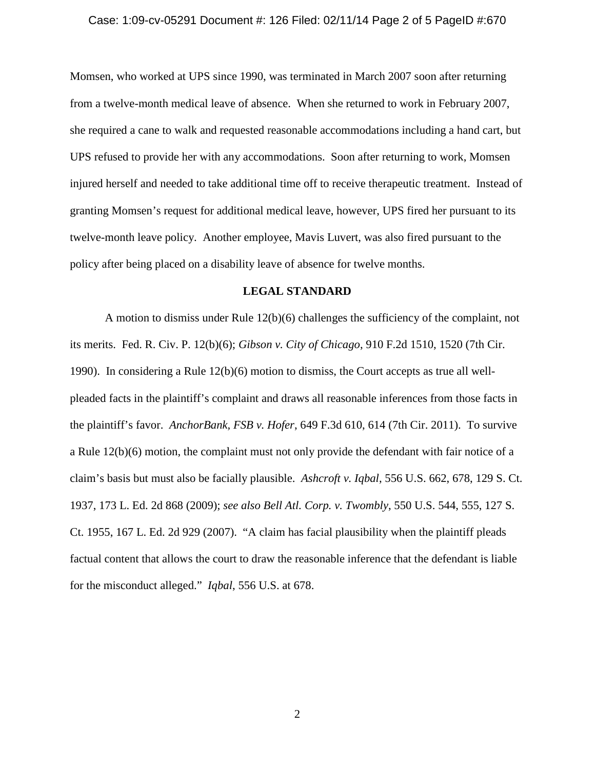Momsen, who worked at UPS since 1990, was terminated in March 2007 soon after returning from a twelve-month medical leave of absence. When she returned to work in February 2007, she required a cane to walk and requested reasonable accommodations including a hand cart, but UPS refused to provide her with any accommodations. Soon after returning to work, Momsen injured herself and needed to take additional time off to receive therapeutic treatment. Instead of granting Momsen's request for additional medical leave, however, UPS fired her pursuant to its twelve-month leave policy. Another employee, Mavis Luvert, was also fired pursuant to the policy after being placed on a disability leave of absence for twelve months.

## LEGAL STANDARD

A motion to dismiss under Rule 12(b)(6) challenges the sufficiency of the complaint, not its merits. Fed. R. Civ. P. 12(b)(6); *Gibson v. City of Chicago*, 910 F.2d 1510, 1520 (7th Cir. 1990). In considering a Rule 12(b)(6) motion to dismiss, the Court accepts as true all well-pleaded facts in the plaintiff's complaint and draws all reasonable inferences from those facts in the plaintiff's favor. *AnchorBank, FSB v. Hofer*, 649 F.3d 610, 614 (7th Cir. 2011). To survive a Rule 12(b)(6) motion, the complaint must not only provide the defendant with fair notice of a claim's basis but must also be facially plausible. *Ashcroft v. Iqbal*, 556 U.S. 662, 678, 129 S. Ct. 1937, 173 L. Ed. 2d 868 (2009); *see also Bell Atl. Corp. v. Twombly*, 550 U.S. 544, 555, 127 S. Ct. 1955, 167 L. Ed. 2d 929 (2007). "A claim has facial plausibility when the plaintiff pleads factual content that allows the court to draw the reasonable inference that the defendant is liable for the misconduct alleged." *Iqbal*, 556 U.S. at 678.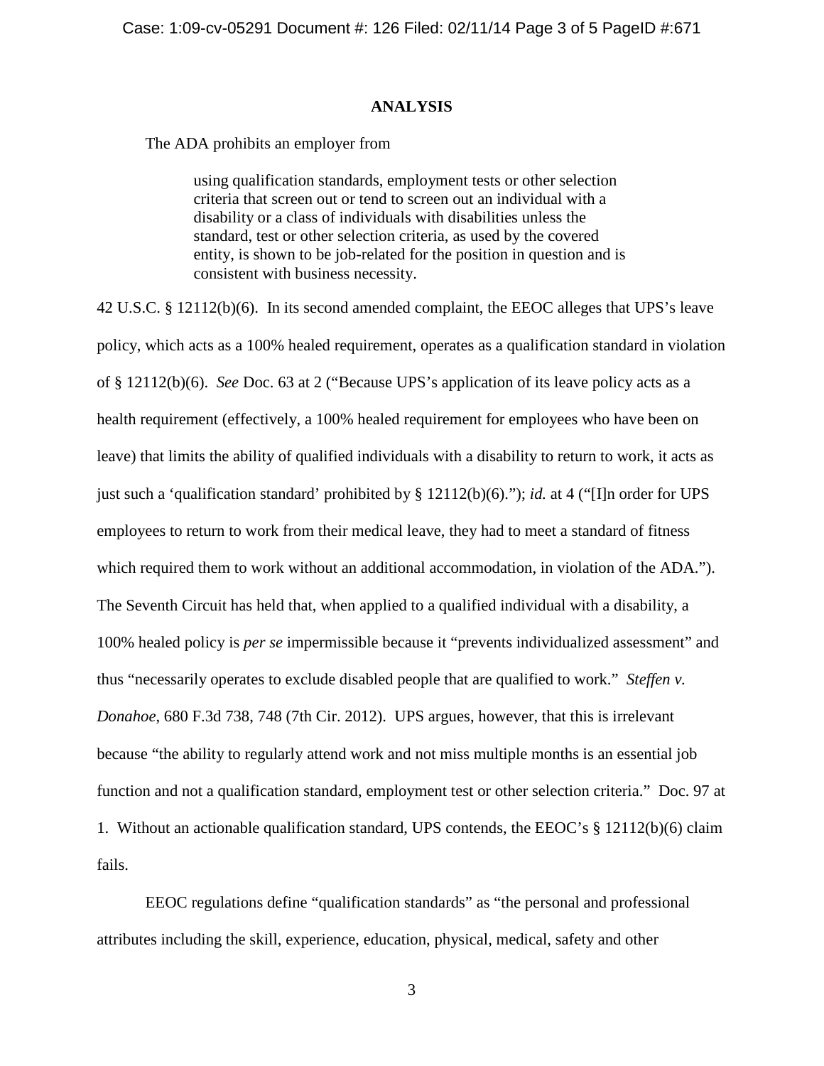## ANALYSIS

The ADA prohibits an employer from

> using qualification standards, employment tests or other selection criteria that screen out or tend to screen out an individual with a disability or a class of individuals with disabilities unless the standard, test or other selection criteria, as used by the covered entity, is shown to be job-related for the position in question and is consistent with business necessity.

42 U.S.C. § 12112(b)(6). In its second amended complaint, the EEOC alleges that UPS's leave policy, which acts as a 100% healed requirement, operates as a qualification standard in violation of § 12112(b)(6). *See* Doc. 63 at 2 ("Because UPS's application of its leave policy acts as a health requirement (effectively, a 100% healed requirement for employees who have been on leave) that limits the ability of qualified individuals with a disability to return to work, it acts as just such a 'qualification standard' prohibited by § 12112(b)(6)."); *id.* at 4 ("[I]n order for UPS employees to return to work from their medical leave, they had to meet a standard of fitness which required them to work without an additional accommodation, in violation of the ADA."). The Seventh Circuit has held that, when applied to a qualified individual with a disability, a 100% healed policy is *per se* impermissible because it "prevents individualized assessment" and thus "necessarily operates to exclude disabled people that are qualified to work." *Steffen v. Donahoe*, 680 F.3d 738, 748 (7th Cir. 2012). UPS argues, however, that this is irrelevant because "the ability to regularly attend work and not miss multiple months is an essential job function and not a qualification standard, employment test or other selection criteria." Doc. 97 at 1. Without an actionable qualification standard, UPS contends, the EEOC's § 12112(b)(6) claim fails.

EEOC regulations define "qualification standards" as "the personal and professional attributes including the skill, experience, education, physical, medical, safety and other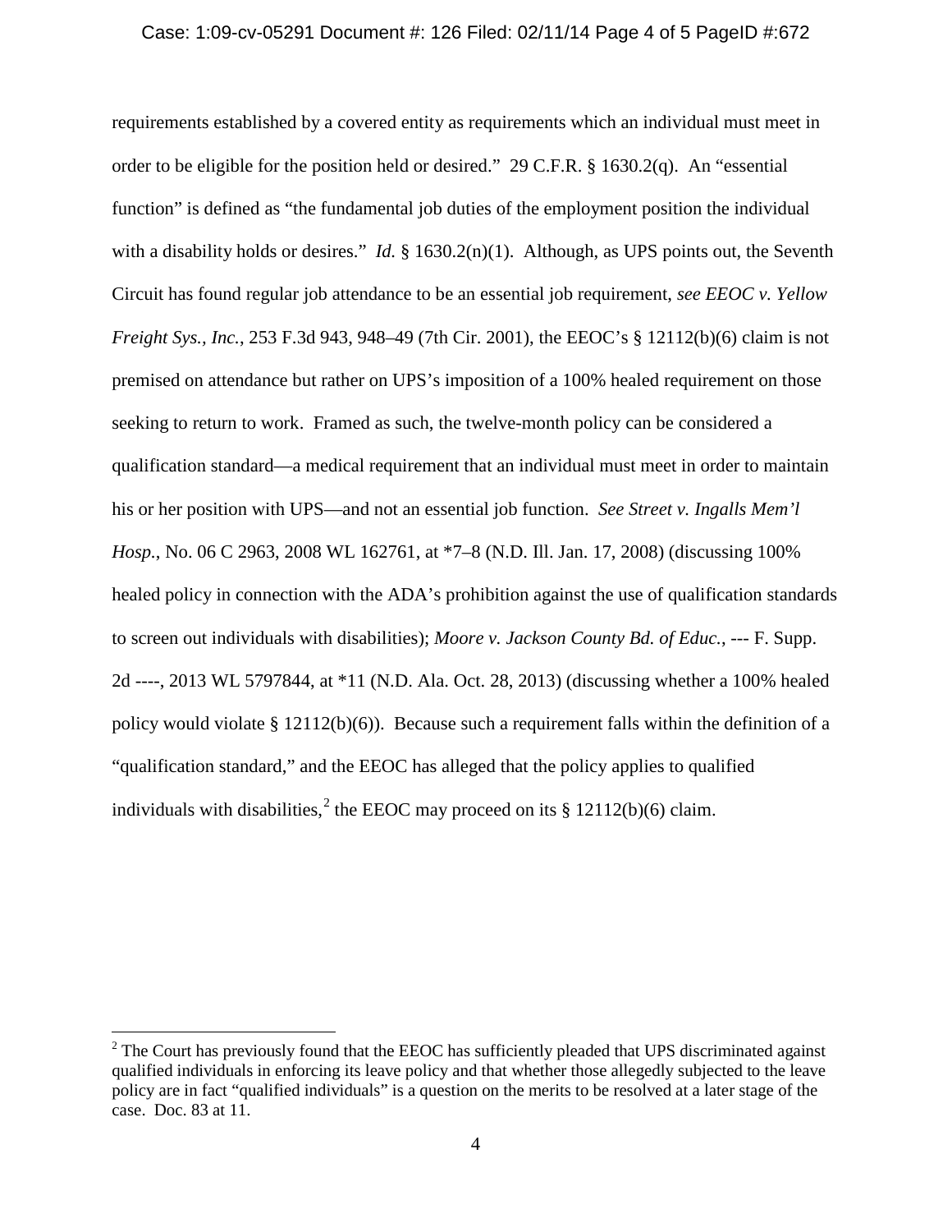requirements established by a covered entity as requirements which an individual must meet in order to be eligible for the position held or desired." 29 C.F.R. § 1630.2(q). An "essential function" is defined as "the fundamental job duties of the employment position the individual with a disability holds or desires." *Id.* § 1630.2(n)(1). Although, as UPS points out, the Seventh Circuit has found regular job attendance to be an essential job requirement, *see EEOC v. Yellow Freight Sys., Inc.*, 253 F.3d 943, 948–49 (7th Cir. 2001), the EEOC's § 12112(b)(6) claim is not premised on attendance but rather on UPS's imposition of a 100% healed requirement on those seeking to return to work. Framed as such, the twelve-month policy can be considered a qualification standard—a medical requirement that an individual must meet in order to maintain his or her position with UPS—and not an essential job function. *See Street v. Ingalls Mem'l Hosp.*, No. 06 C 2963, 2008 WL 162761, at *7–8 (N.D. Ill. Jan. 17, 2008) (discussing 100% healed policy in connection with the ADA's prohibition against the use of qualification standards to screen out individuals with disabilities); *Moore v. Jackson County Bd. of Educ.*, --- F. Supp. 2d ----, 2013 WL 5797844, at *11 (N.D. Ala. Oct. 28, 2013) (discussing whether a 100% healed policy would violate § 12112(b)(6)). Because such a requirement falls within the definition of a "qualification standard," and the EEOC has alleged that the policy applies to qualified individuals with disabilities,[2] the EEOC may proceed on its § 12112(b)(6) claim.

[2] The Court has previously found that the EEOC has sufficiently pleaded that UPS discriminated against qualified individuals in enforcing its leave policy and that whether those allegedly subjected to the leave policy are in fact "qualified individuals" is a question on the merits to be resolved at a later stage of the case. Doc. 83 at 11.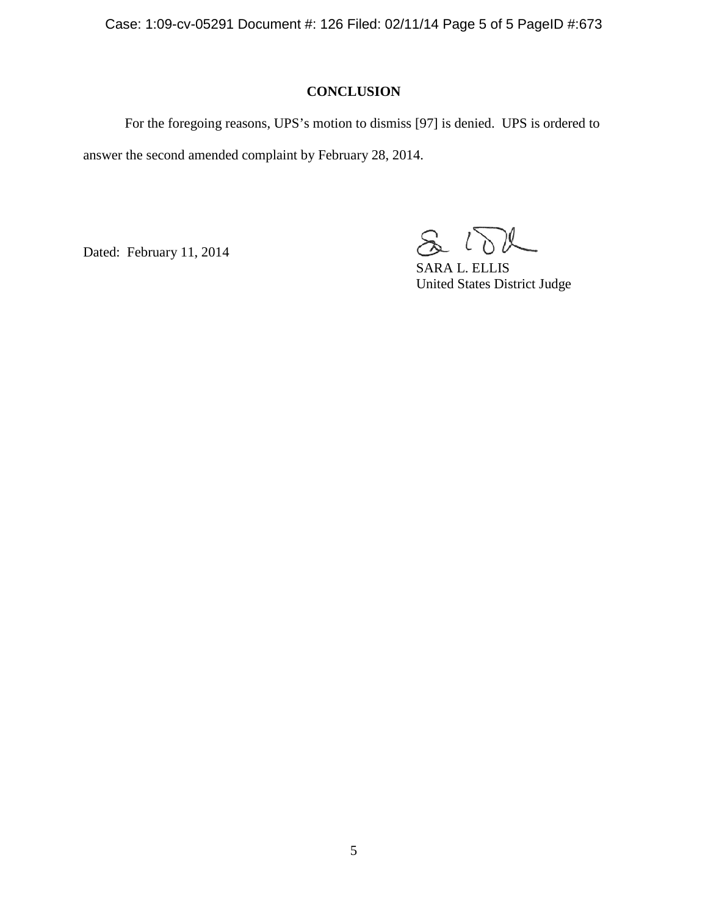## CONCLUSION

For the foregoing reasons, UPS's motion to dismiss [97] is denied. UPS is ordered to answer the second amended complaint by February 28, 2014.

Dated: February 11, 2014

SARA L. ELLIS
United States District Judge